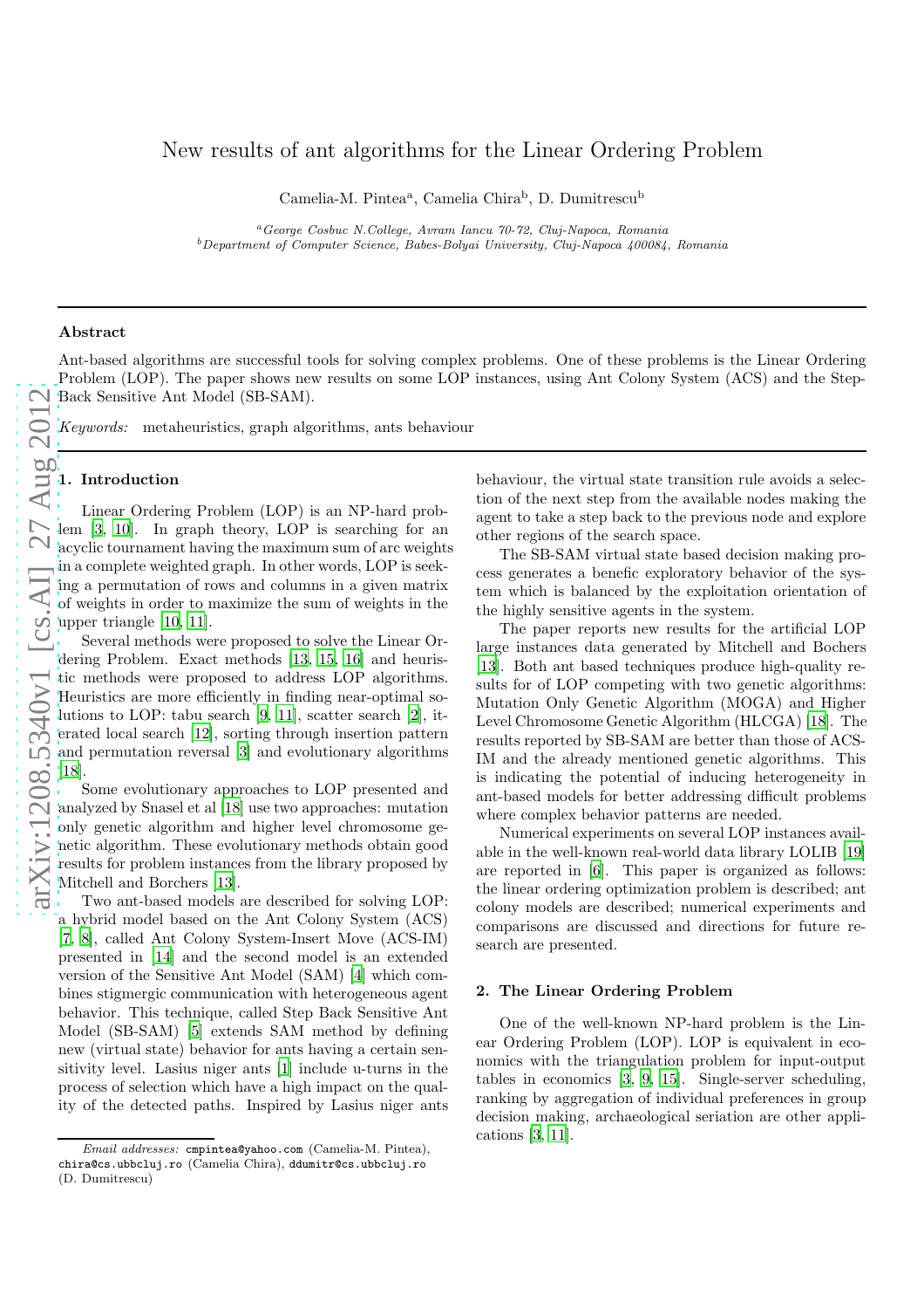# New results of ant algorithms for the Linear Ordering Problem

Camelia-M. Pintea[a], Camelia Chira[b], D. Dumitrescu[b]

[a] *George Cosbuc N.College, Avram Iancu 70-72, Cluj-Napoca, Romania*
[b] *Department of Computer Science, Babes-Bolyai University, Cluj-Napoca 400084, Romania*

---

### Abstract

Ant-based algorithms are successful tools for solving complex problems. One of these problems is the Linear Ordering Problem (LOP). The paper shows new results on some LOP instances, using Ant Colony System (ACS) and the Step-Back Sensitive Ant Model (SB-SAM).

*Keywords:* metaheuristics, graph algorithms, ants behaviour

---

## 1. Introduction

Linear Ordering Problem (LOP) is an NP-hard problem [3, 10]. In graph theory, LOP is searching for an acyclic tournament having the maximum sum of arc weights in a complete weighted graph. In other words, LOP is seeking a permutation of rows and columns in a given matrix of weights in order to maximize the sum of weights in the upper triangle [10, 11].

Several methods were proposed to solve the Linear Ordering Problem. Exact methods [13, 15, 16] and heuristic methods were proposed to address LOP algorithms. Heuristics are more efficiently in finding near-optimal solutions to LOP: tabu search [9, 11], scatter search [2], iterated local search [12], sorting through insertion pattern and permutation reversal [3] and evolutionary algorithms [18].

Some evolutionary approaches to LOP presented and analyzed by Snasel et al [18] use two approaches: mutation only genetic algorithm and higher level chromosome genetic algorithm. These evolutionary methods obtain good results for problem instances from the library proposed by Mitchell and Borchers [13].

Two ant-based models are described for solving LOP: a hybrid model based on the Ant Colony System (ACS) [7, 8], called Ant Colony System-Insert Move (ACS-IM) presented in [14] and the second model is an extended version of the Sensitive Ant Model (SAM) [4] which combines stigmergic communication with heterogeneous agent behavior. This technique, called Step Back Sensitive Ant Model (SB-SAM) [5] extends SAM method by defining new (virtual state) behavior for ants having a certain sensitivity level. Lasius niger ants [1] include u-turns in the process of selection which have a high impact on the quality of the detected paths. Inspired by Lasius niger ants behaviour, the virtual state transition rule avoids a selection of the next step from the available nodes making the agent to take a step back to the previous node and explore other regions of the search space.

The SB-SAM virtual state based decision making process generates a benefic exploratory behavior of the system which is balanced by the exploitation orientation of the highly sensitive agents in the system.

The paper reports new results for the artificial LOP large instances data generated by Mitchell and Bochers [13]. Both ant based techniques produce high-quality results for of LOP competing with two genetic algorithms: Mutation Only Genetic Algorithm (MOGA) and Higher Level Chromosome Genetic Algorithm (HLCGA) [18]. The results reported by SB-SAM are better than those of ACS-IM and the already mentioned genetic algorithms. This is indicating the potential of inducing heterogeneity in ant-based models for better addressing difficult problems where complex behavior patterns are needed.

Numerical experiments on several LOP instances available in the well-known real-world data library LOLIB [19] are reported in [6]. This paper is organized as follows: the linear ordering optimization problem is described; ant colony models are described; numerical experiments and comparisons are discussed and directions for future research are presented.

## 2. The Linear Ordering Problem

One of the well-known NP-hard problem is the Linear Ordering Problem (LOP). LOP is equivalent in economics with the triangulation problem for input-output tables in economics [3, 9, 15]. Single-server scheduling, ranking by aggregation of individual preferences in group decision making, archaeological seriation are other applications [3, 11].

---

*Email addresses:* cmpintea@yahoo.com (Camelia-M. Pintea), chira@cs.ubbcluj.ro (Camelia Chira), ddumitr@cs.ubbcluj.ro (D. Dumitrescu)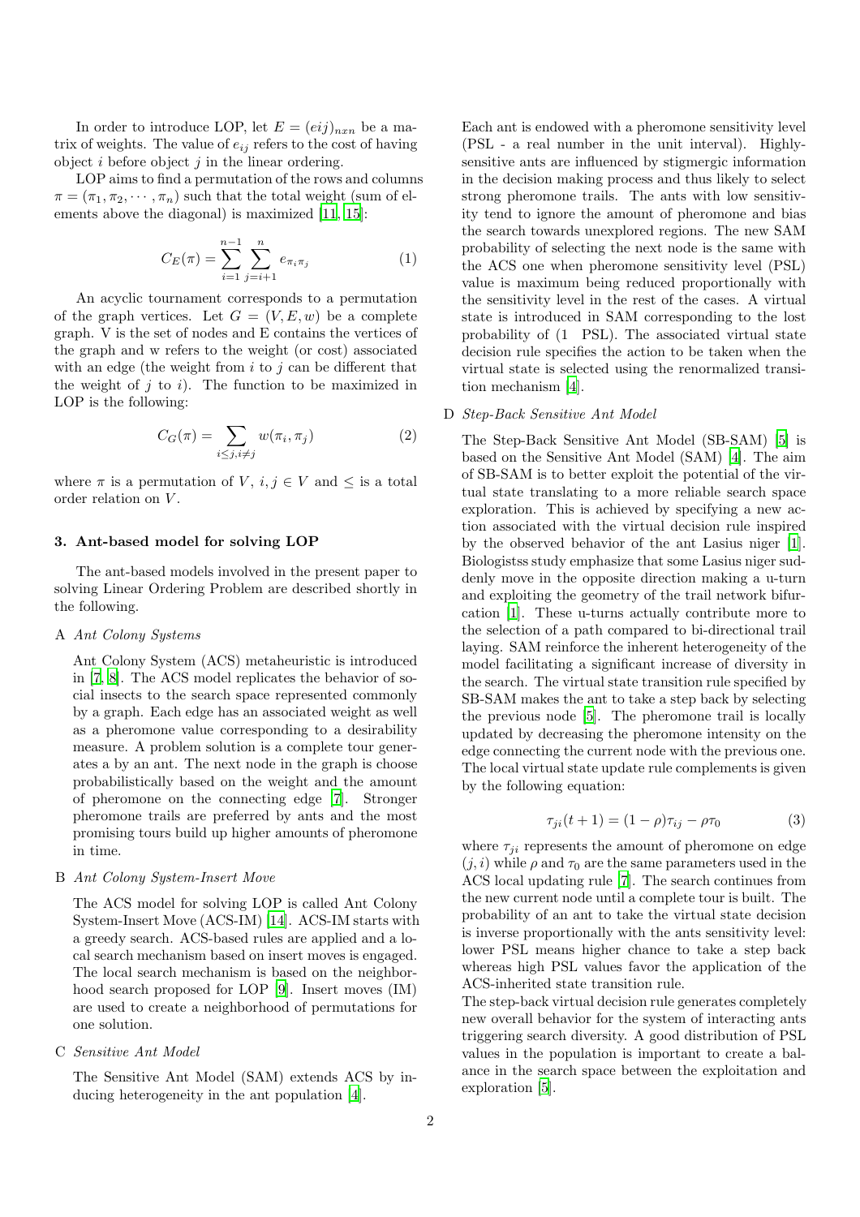In order to introduce LOP, let $E = (eij)_{nxn}$ be a matrix of weights. The value of $e_{ij}$ refers to the cost of having object $i$ before object $j$ in the linear ordering.

LOP aims to find a permutation of the rows and columns $\pi = (\pi_1, \pi_2, \cdots, \pi_n)$ such that the total weight (sum of elements above the diagonal) is maximized [11, 15]:

$$C_E(\pi) = \sum_{i=1}^{n-1} \sum_{j=i+1}^{n} e_{\pi_i \pi_j} \tag{1}$$

An acyclic tournament corresponds to a permutation of the graph vertices. Let $G = (V, E, w)$ be a complete graph. V is the set of nodes and E contains the vertices of the graph and w refers to the weight (or cost) associated with an edge (the weight from $i$ to $j$ can be different that the weight of $j$ to $i$). The function to be maximized in LOP is the following:

$$C_G(\pi) = \sum_{i \leq j, i \neq j} w(\pi_i, \pi_j) \tag{2}$$

where $\pi$ is a permutation of $V$, $i, j \in V$ and $\leq$ is a total order relation on $V$.

## 3. Ant-based model for solving LOP

The ant-based models involved in the present paper to solving Linear Ordering Problem are described shortly in the following.

A *Ant Colony Systems*

Ant Colony System (ACS) metaheuristic is introduced in [7, 8]. The ACS model replicates the behavior of social insects to the search space represented commonly by a graph. Each edge has an associated weight as well as a pheromone value corresponding to a desirability measure. A problem solution is a complete tour generates a by an ant. The next node in the graph is choose probabilistically based on the weight and the amount of pheromone on the connecting edge [7]. Stronger pheromone trails are preferred by ants and the most promising tours build up higher amounts of pheromone in time.

B *Ant Colony System-Insert Move*

The ACS model for solving LOP is called Ant Colony System-Insert Move (ACS-IM) [14]. ACS-IM starts with a greedy search. ACS-based rules are applied and a local search mechanism based on insert moves is engaged. The local search mechanism is based on the neighborhood search proposed for LOP [9]. Insert moves (IM) are used to create a neighborhood of permutations for one solution.

C *Sensitive Ant Model*

The Sensitive Ant Model (SAM) extends ACS by inducing heterogeneity in the ant population [4]. Each ant is endowed with a pheromone sensitivity level (PSL - a real number in the unit interval). Highly-sensitive ants are influenced by stigmergic information in the decision making process and thus likely to select strong pheromone trails. The ants with low sensitivity tend to ignore the amount of pheromone and bias the search towards unexplored regions. The new SAM probability of selecting the next node is the same with the ACS one when pheromone sensitivity level (PSL) value is maximum being reduced proportionally with the sensitivity level in the rest of the cases. A virtual state is introduced in SAM corresponding to the lost probability of (1 PSL). The associated virtual state decision rule specifies the action to be taken when the virtual state is selected using the renormalized transition mechanism [4].

D *Step-Back Sensitive Ant Model*

The Step-Back Sensitive Ant Model (SB-SAM) [5] is based on the Sensitive Ant Model (SAM) [4]. The aim of SB-SAM is to better exploit the potential of the virtual state translating to a more reliable search space exploration. This is achieved by specifying a new action associated with the virtual decision rule inspired by the observed behavior of the ant Lasius niger [1]. Biologistss study emphasize that some Lasius niger suddenly move in the opposite direction making a u-turn and exploiting the geometry of the trail network bifurcation [1]. These u-turns actually contribute more to the selection of a path compared to bi-directional trail laying. SAM reinforce the inherent heterogeneity of the model facilitating a significant increase of diversity in the search. The virtual state transition rule specified by SB-SAM makes the ant to take a step back by selecting the previous node [5]. The pheromone trail is locally updated by decreasing the pheromone intensity on the edge connecting the current node with the previous one. The local virtual state update rule complements is given by the following equation:

$$\tau_{ji}(t+1) = (1-\rho)\tau_{ij} - \rho\tau_0 \tag{3}$$

where $\tau_{ji}$ represents the amount of pheromone on edge $(j, i)$ while $\rho$ and $\tau_0$ are the same parameters used in the ACS local updating rule [7]. The search continues from the new current node until a complete tour is built. The probability of an ant to take the virtual state decision is inverse proportionally with the ants sensitivity level: lower PSL means higher chance to take a step back whereas high PSL values favor the application of the ACS-inherited state transition rule.

The step-back virtual decision rule generates completely new overall behavior for the system of interacting ants triggering search diversity. A good distribution of PSL values in the population is important to create a balance in the search space between the exploitation and exploration [5].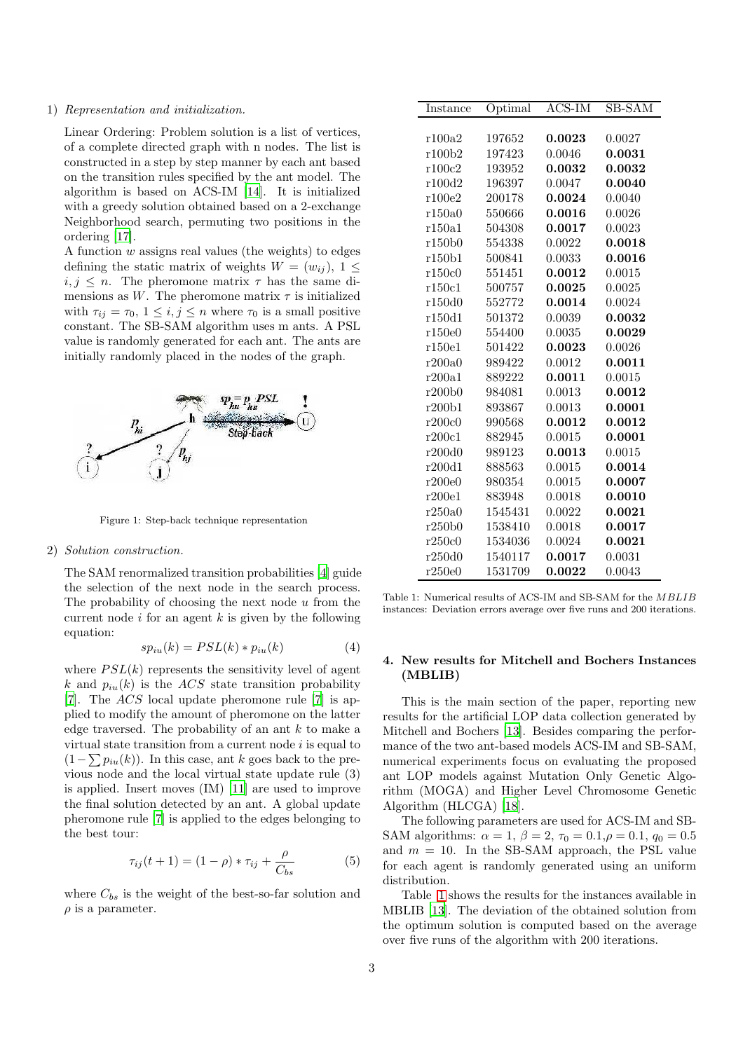1) *Representation and initialization.*

Linear Ordering: Problem solution is a list of vertices, of a complete directed graph with n nodes. The list is constructed in a step by step manner by each ant based on the transition rules specified by the ant model. The algorithm is based on ACS-IM [14]. It is initialized with a greedy solution obtained based on a 2-exchange Neighborhood search, permuting two positions in the ordering [17].

A function $w$ assigns real values (the weights) to edges defining the static matrix of weights $W = (w_{ij})$, $1 \leq i, j \leq n$. The pheromone matrix $\tau$ has the same dimensions as $W$. The pheromone matrix $\tau$ is initialized with $\tau_{ij} = \tau_0$, $1 \leq i, j \leq n$ where $\tau_0$ is a small positive constant. The SB-SAM algorithm uses m ants. A PSL value is randomly generated for each ant. The ants are initially randomly placed in the nodes of the graph.

Figure 1: Step-back technique representation

2) *Solution construction.*

The SAM renormalized transition probabilities [4] guide the selection of the next node in the search process. The probability of choosing the next node $u$ from the current node $i$ for an agent $k$ is given by the following equation:

$$sp_{iu}(k) = PSL(k) * p_{iu}(k) \tag{4}$$

where $PSL(k)$ represents the sensitivity level of agent $k$ and $p_{iu}(k)$ is the $ACS$ state transition probability [7]. The $ACS$ local update pheromone rule [7] is applied to modify the amount of pheromone on the latter edge traversed. The probability of an ant $k$ to make a virtual state transition from a current node $i$ is equal to $(1 - \sum p_{iu}(k))$. In this case, ant $k$ goes back to the previous node and the local virtual state update rule (3) is applied. Insert moves (IM) [11] are used to improve the final solution detected by an ant. A global update pheromone rule [7] is applied to the edges belonging to the best tour:

$$\tau_{ij}(t+1) = (1-\rho) * \tau_{ij} + \frac{\rho}{C_{bs}} \tag{5}$$

where $C_{bs}$ is the weight of the best-so-far solution and $\rho$ is a parameter.

| Instance | Optimal | ACS-IM | SB-SAM |
|---|---|---|---|
| r100a2 | 197652 | **0.0023** | 0.0027 |
| r100b2 | 197423 | 0.0046 | **0.0031** |
| r100c2 | 193952 | **0.0032** | **0.0032** |
| r100d2 | 196397 | 0.0047 | **0.0040** |
| r100e2 | 200178 | **0.0024** | 0.0040 |
| r150a0 | 550666 | **0.0016** | 0.0026 |
| r150a1 | 504308 | **0.0017** | 0.0023 |
| r150b0 | 554338 | 0.0022 | **0.0018** |
| r150b1 | 500841 | 0.0033 | **0.0016** |
| r150c0 | 551451 | **0.0012** | 0.0015 |
| r150c1 | 500757 | **0.0025** | 0.0025 |
| r150d0 | 552772 | **0.0014** | 0.0024 |
| r150d1 | 501372 | 0.0039 | **0.0032** |
| r150e0 | 554400 | 0.0035 | **0.0029** |
| r150e1 | 501422 | **0.0023** | 0.0026 |
| r200a0 | 989422 | 0.0012 | **0.0011** |
| r200a1 | 889222 | **0.0011** | 0.0015 |
| r200b0 | 984081 | 0.0013 | **0.0012** |
| r200b1 | 893867 | 0.0013 | **0.0001** |
| r200c0 | 990568 | **0.0012** | **0.0012** |
| r200c1 | 882945 | 0.0015 | **0.0001** |
| r200d0 | 989123 | **0.0013** | 0.0015 |
| r200d1 | 888563 | 0.0015 | **0.0014** |
| r200e0 | 980354 | 0.0015 | **0.0007** |
| r200e1 | 883948 | 0.0018 | **0.0010** |
| r250a0 | 1545431 | 0.0022 | **0.0021** |
| r250b0 | 1538410 | 0.0018 | **0.0017** |
| r250c0 | 1534036 | 0.0024 | **0.0021** |
| r250d0 | 1540117 | **0.0017** | 0.0031 |
| r250e0 | 1531709 | **0.0022** | 0.0043 |

Table 1: Numerical results of ACS-IM and SB-SAM for the $MBLIB$ instances: Deviation errors average over five runs and 200 iterations.

## 4. New results for Mitchell and Bochers Instances (MBLIB)

This is the main section of the paper, reporting new results for the artificial LOP data collection generated by Mitchell and Bochers [13]. Besides comparing the performance of the two ant-based models ACS-IM and SB-SAM, numerical experiments focus on evaluating the proposed ant LOP models against Mutation Only Genetic Algorithm (MOGA) and Higher Level Chromosome Genetic Algorithm (HLCGA) [18].

The following parameters are used for ACS-IM and SB-SAM algorithms: $\alpha = 1$, $\beta = 2$, $\tau_0 = 0.1$,$\rho = 0.1$, $q_0 = 0.5$ and $m = 10$. In the SB-SAM approach, the PSL value for each agent is randomly generated using an uniform distribution.

Table 1 shows the results for the instances available in MBLIB [13]. The deviation of the obtained solution from the optimum solution is computed based on the average over five runs of the algorithm with 200 iterations.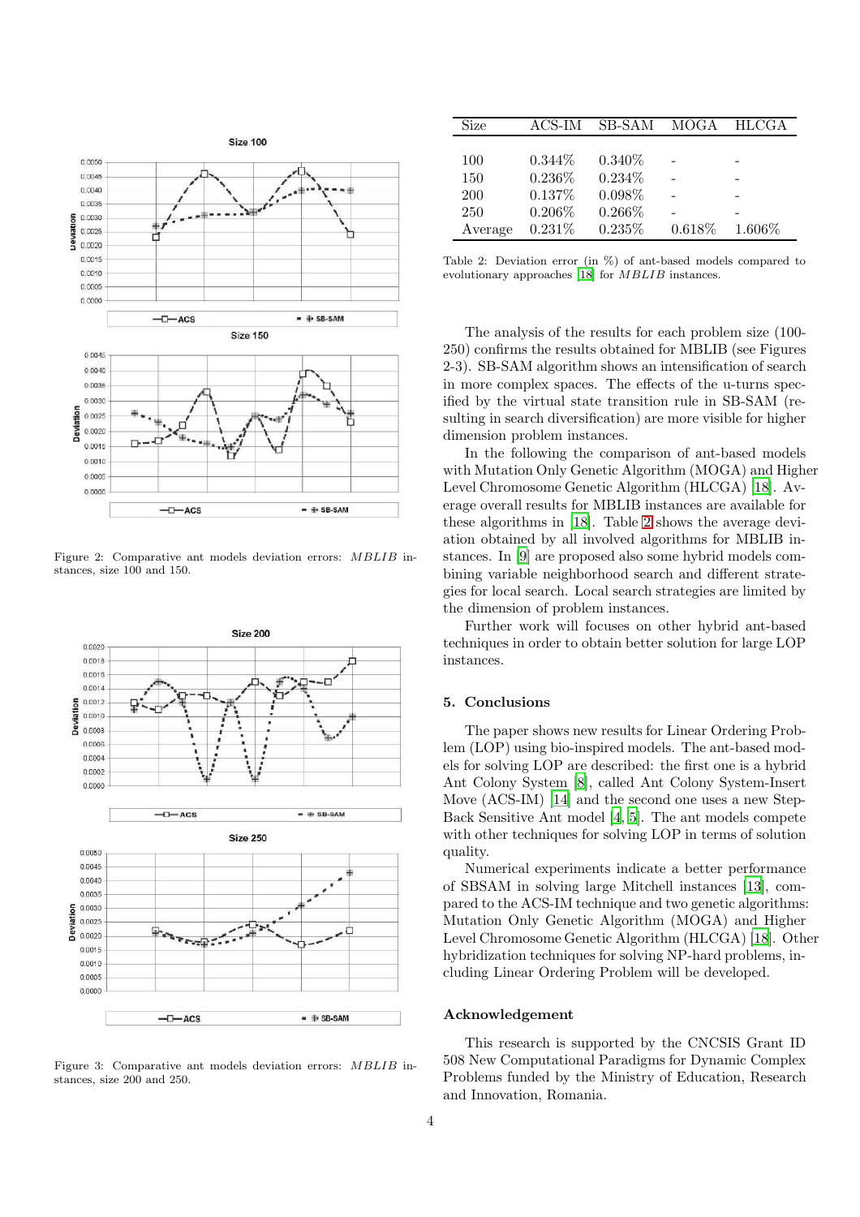Figure 2: Comparative ant models deviation errors: *MBLIB* instances, size 100 and 150.

Figure 3: Comparative ant models deviation errors: *MBLIB* instances, size 200 and 250.

| Size | ACS-IM | SB-SAM | MOGA | HLCGA |
|---|---|---|---|---|
| 100 | 0.344% | 0.340% | - | - |
| 150 | 0.236% | 0.234% | - | - |
| 200 | 0.137% | 0.098% | - | - |
| 250 | 0.206% | 0.266% | - | - |
| Average | 0.231% | 0.235% | 0.618% | 1.606% |

Table 2: Deviation error (in %) of ant-based models compared to evolutionary approaches [18] for *MBLIB* instances.

The analysis of the results for each problem size (100-250) confirms the results obtained for MBLIB (see Figures 2-3). SB-SAM algorithm shows an intensification of search in more complex spaces. The effects of the u-turns specified by the virtual state transition rule in SB-SAM (resulting in search diversification) are more visible for higher dimension problem instances.

In the following the comparison of ant-based models with Mutation Only Genetic Algorithm (MOGA) and Higher Level Chromosome Genetic Algorithm (HLCGA) [18]. Average overall results for MBLIB instances are available for these algorithms in [18]. Table 2 shows the average deviation obtained by all involved algorithms for MBLIB instances. In [9] are proposed also some hybrid models combining variable neighborhood search and different strategies for local search. Local search strategies are limited by the dimension of problem instances.

Further work will focuses on other hybrid ant-based techniques in order to obtain better solution for large LOP instances.

## 5. Conclusions

The paper shows new results for Linear Ordering Problem (LOP) using bio-inspired models. The ant-based models for solving LOP are described: the first one is a hybrid Ant Colony System [8], called Ant Colony System-Insert Move (ACS-IM) [14] and the second one uses a new Step-Back Sensitive Ant model [4, 5]. The ant models compete with other techniques for solving LOP in terms of solution quality.

Numerical experiments indicate a better performance of SBSAM in solving large Mitchell instances [13], compared to the ACS-IM technique and two genetic algorithms: Mutation Only Genetic Algorithm (MOGA) and Higher Level Chromosome Genetic Algorithm (HLCGA) [18]. Other hybridization techniques for solving NP-hard problems, including Linear Ordering Problem will be developed.

### Acknowledgement

This research is supported by the CNCSIS Grant ID 508 New Computational Paradigms for Dynamic Complex Problems funded by the Ministry of Education, Research and Innovation, Romania.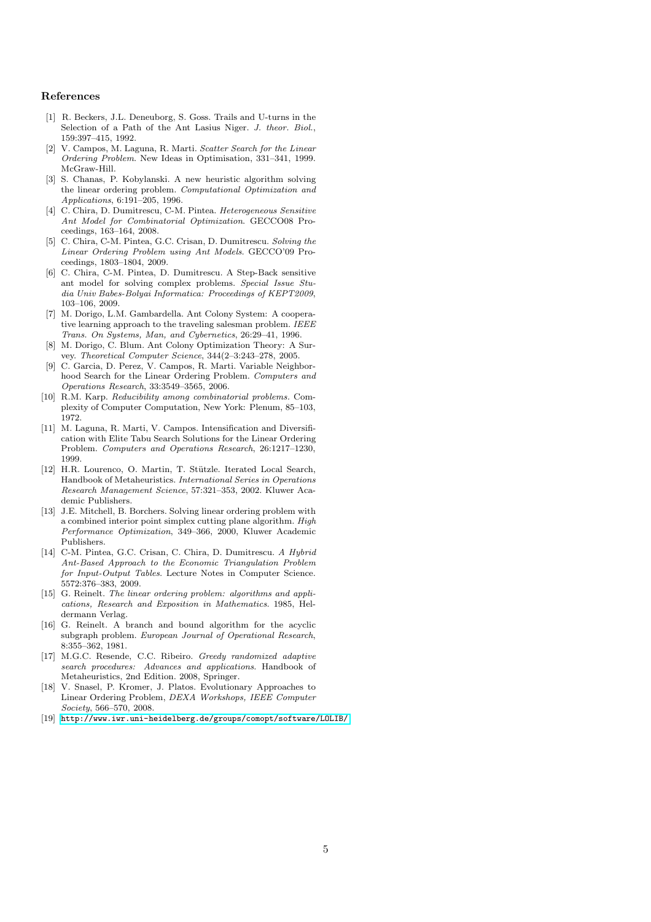## References

[1] R. Beckers, J.L. Deneuborg, S. Goss. Trails and U-turns in the Selection of a Path of the Ant Lasius Niger. *J. theor. Biol.*, 159:397–415, 1992.

[2] V. Campos, M. Laguna, R. Marti. *Scatter Search for the Linear Ordering Problem*. New Ideas in Optimisation, 331–341, 1999. McGraw-Hill.

[3] S. Chanas, P. Kobylanski. A new heuristic algorithm solving the linear ordering problem. *Computational Optimization and Applications*, 6:191–205, 1996.

[4] C. Chira, D. Dumitrescu, C-M. Pintea. *Heterogeneous Sensitive Ant Model for Combinatorial Optimization*. GECCO08 Proceedings, 163–164, 2008.

[5] C. Chira, C-M. Pintea, G.C. Crisan, D. Dumitrescu. *Solving the Linear Ordering Problem using Ant Models*. GECCO'09 Proceedings, 1803–1804, 2009.

[6] C. Chira, C-M. Pintea, D. Dumitrescu. A Step-Back sensitive ant model for solving complex problems. *Special Issue Studia Univ Babes-Bolyai Informatica: Proceedings of KEPT2009*, 103–106, 2009.

[7] M. Dorigo, L.M. Gambardella. Ant Colony System: A cooperative learning approach to the traveling salesman problem. *IEEE Trans. On Systems, Man, and Cybernetics*, 26:29–41, 1996.

[8] M. Dorigo, C. Blum. Ant Colony Optimization Theory: A Survey. *Theoretical Computer Science*, 344(2–3:243–278, 2005.

[9] C. Garcia, D. Perez, V. Campos, R. Marti. Variable Neighborhood Search for the Linear Ordering Problem. *Computers and Operations Research*, 33:3549–3565, 2006.

[10] R.M. Karp. *Reducibility among combinatorial problems*. Complexity of Computer Computation, New York: Plenum, 85–103, 1972.

[11] M. Laguna, R. Marti, V. Campos. Intensification and Diversification with Elite Tabu Search Solutions for the Linear Ordering Problem. *Computers and Operations Research*, 26:1217–1230, 1999.

[12] H.R. Lourenco, O. Martin, T. Stützle. Iterated Local Search, Handbook of Metaheuristics. *International Series in Operations Research Management Science*, 57:321–353, 2002. Kluwer Academic Publishers.

[13] J.E. Mitchell, B. Borchers. Solving linear ordering problem with a combined interior point simplex cutting plane algorithm. *High Performance Optimization*, 349–366, 2000, Kluwer Academic Publishers.

[14] C-M. Pintea, G.C. Crisan, C. Chira, D. Dumitrescu. *A Hybrid Ant-Based Approach to the Economic Triangulation Problem for Input-Output Tables*. Lecture Notes in Computer Science. 5572:376–383, 2009.

[15] G. Reinelt. *The linear ordering problem: algorithms and applications, Research and Exposition in Mathematics*. 1985, Heldermann Verlag.

[16] G. Reinelt. A branch and bound algorithm for the acyclic subgraph problem. *European Journal of Operational Research*, 8:355–362, 1981.

[17] M.G.C. Resende, C.C. Ribeiro. *Greedy randomized adaptive search procedures: Advances and applications*. Handbook of Metaheuristics, 2nd Edition. 2008, Springer.

[18] V. Snasel, P. Kromer, J. Platos. Evolutionary Approaches to Linear Ordering Problem, *DEXA Workshops, IEEE Computer Society*, 566–570, 2008.

[19] http://www.iwr.uni-heidelberg.de/groups/comopt/software/LOLIB/